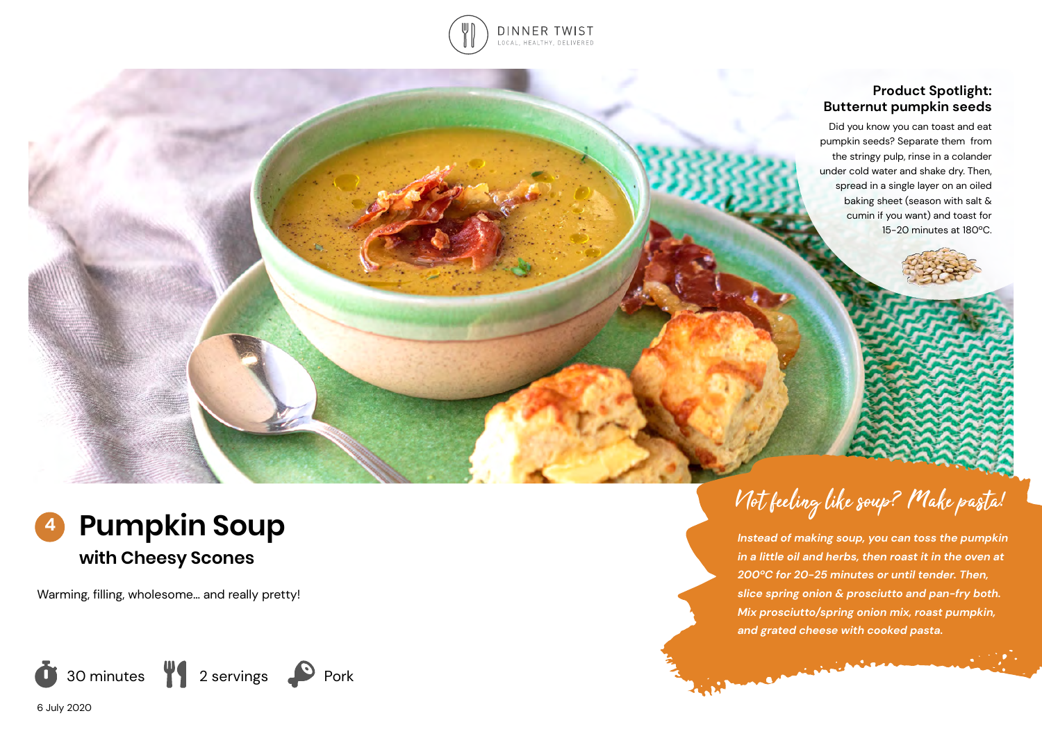DINNER TWIST
LOCAL, HEALTHY, DELIVERED

### Product Spotlight: Butternut pumpkin seeds

Did you know you can toast and eat pumpkin seeds? Separate them from the stringy pulp, rinse in a colander under cold water and shake dry. Then, spread in a single layer on an oiled baking sheet (season with salt & cumin if you want) and toast for 15-20 minutes at 180°C.

# 4 Pumpkin Soup

## with Cheesy Scones

Warming, filling, wholesome... and really pretty!

30 minutes | 2 servings | Pork

6 July 2020

### *Not feeling like soup? Make pasta!*

***Instead of making soup, you can toss the pumpkin in a little oil and herbs, then roast it in the oven at 200°C for 20-25 minutes or until tender. Then, slice spring onion & prosciutto and pan-fry both. Mix prosciutto/spring onion mix, roast pumpkin, and grated cheese with cooked pasta.***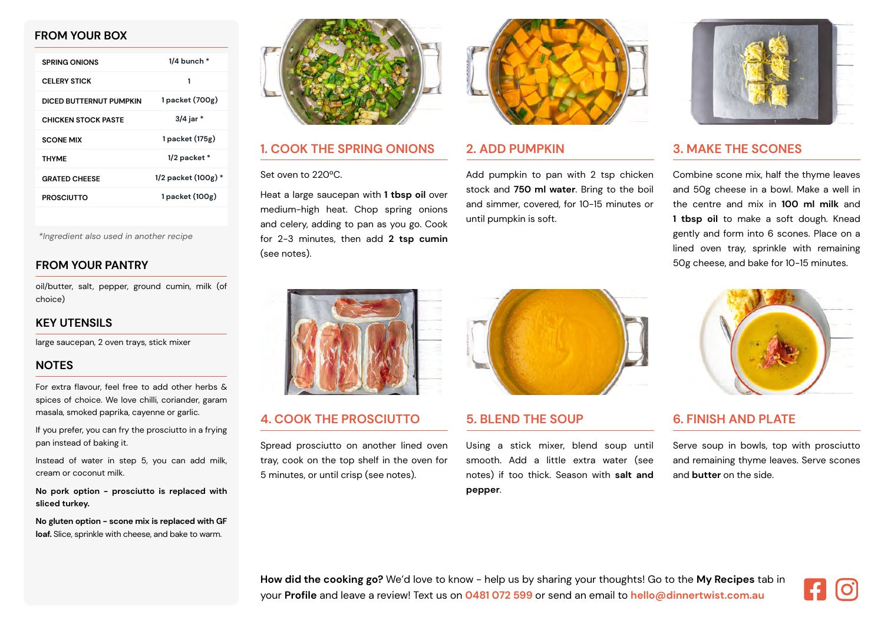## FROM YOUR BOX

| | |
|---|---|
| SPRING ONIONS | 1/4 bunch * |
| CELERY STICK | 1 |
| DICED BUTTERNUT PUMPKIN | 1 packet (700g) |
| CHICKEN STOCK PASTE | 3/4 jar * |
| SCONE MIX | 1 packet (175g) |
| THYME | 1/2 packet * |
| GRATED CHEESE | 1/2 packet (100g) * |
| PROSCIUTTO | 1 packet (100g) |

*Ingredient also used in another recipe*

## FROM YOUR PANTRY

oil/butter, salt, pepper, ground cumin, milk (of choice)

## KEY UTENSILS

large saucepan, 2 oven trays, stick mixer

## NOTES

For extra flavour, feel free to add other herbs & spices of choice. We love chilli, coriander, garam masala, smoked paprika, cayenne or garlic.

If you prefer, you can fry the prosciutto in a frying pan instead of baking it.

Instead of water in step 5, you can add milk, cream or coconut milk.

**No pork option - prosciutto is replaced with sliced turkey.**

**No gluten option - scone mix is replaced with GF loaf.** Slice, sprinkle with cheese, and bake to warm.

## 1. COOK THE SPRING ONIONS

Set oven to 220°C.

Heat a large saucepan with **1 tbsp oil** over medium-high heat. Chop spring onions and celery, adding to pan as you go. Cook for 2-3 minutes, then add **2 tsp cumin** (see notes).

## 2. ADD PUMPKIN

Add pumpkin to pan with 2 tsp chicken stock and **750 ml water**. Bring to the boil and simmer, covered, for 10-15 minutes or until pumpkin is soft.

## 3. MAKE THE SCONES

Combine scone mix, half the thyme leaves and 50g cheese in a bowl. Make a well in the centre and mix in **100 ml milk** and **1 tbsp oil** to make a soft dough. Knead gently and form into 6 scones. Place on a lined oven tray, sprinkle with remaining 50g cheese, and bake for 10-15 minutes.

## 4. COOK THE PROSCIUTTO

Spread prosciutto on another lined oven tray, cook on the top shelf in the oven for 5 minutes, or until crisp (see notes).

## 5. BLEND THE SOUP

Using a stick mixer, blend soup until smooth. Add a little extra water (see notes) if too thick. Season with **salt and pepper**.

## 6. FINISH AND PLATE

Serve soup in bowls, top with prosciutto and remaining thyme leaves. Serve scones and **butter** on the side.

**How did the cooking go?** We'd love to know - help us by sharing your thoughts! Go to the **My Recipes** tab in your **Profile** and leave a review! Text us on 0481 072 599 or send an email to hello@dinnertwist.com.au